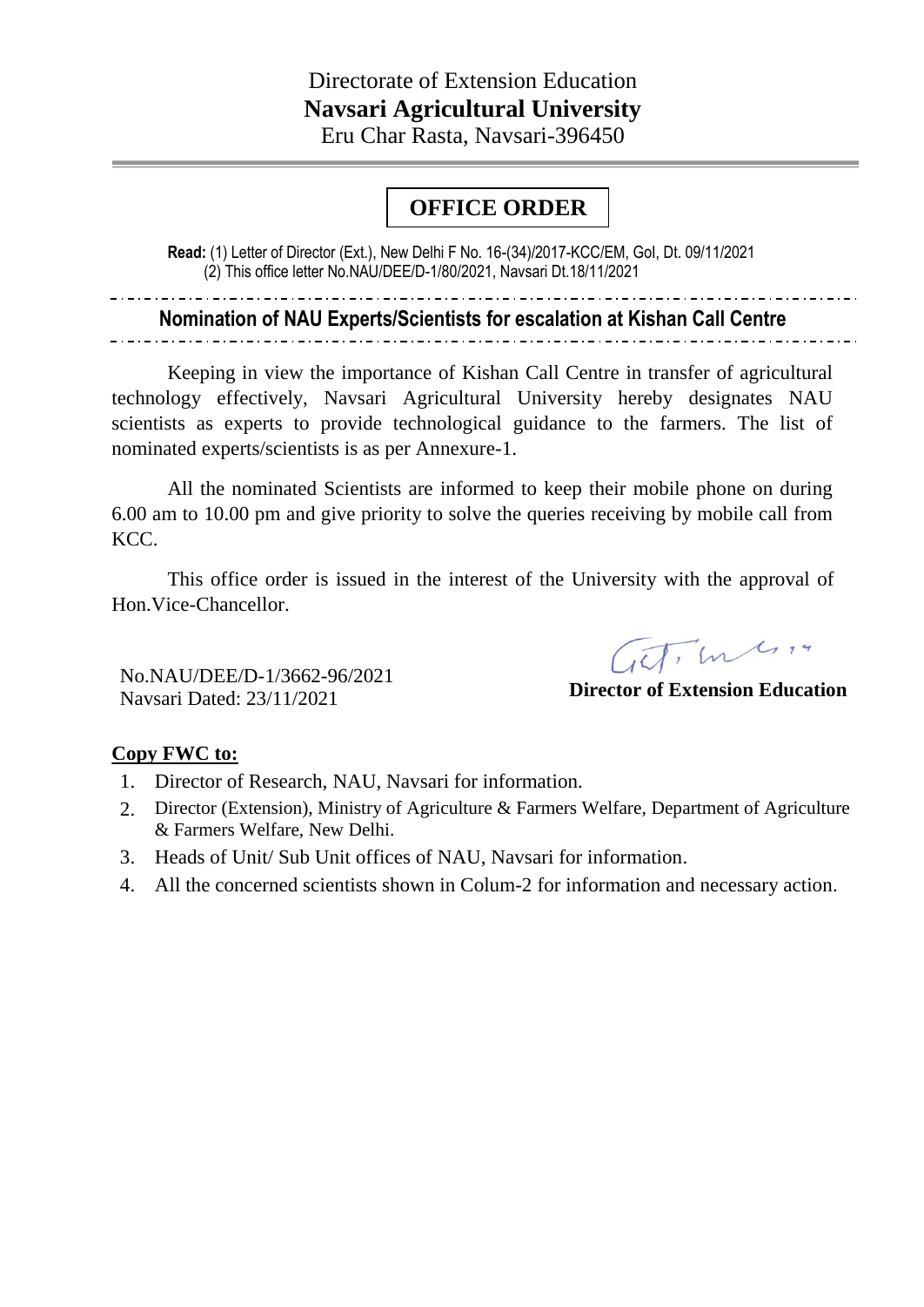Directorate of Extension Education

**Navsari Agricultural University**

Eru Char Rasta, Navsari-396450

# OFFICE ORDER

**Read:** (1) Letter of Director (Ext.), New Delhi F No. 16-(34)/2017-KCC/EM, GoI, Dt. 09/11/2021
(2) This office letter No.NAU/DEE/D-1/80/2021, Navsari Dt.18/11/2021

## Nomination of NAU Experts/Scientists for escalation at Kishan Call Centre

Keeping in view the importance of Kishan Call Centre in transfer of agricultural technology effectively, Navsari Agricultural University hereby designates NAU scientists as experts to provide technological guidance to the farmers. The list of nominated experts/scientists is as per Annexure-1.

All the nominated Scientists are informed to keep their mobile phone on during 6.00 am to 10.00 pm and give priority to solve the queries receiving by mobile call from KCC.

This office order is issued in the interest of the University with the approval of Hon.Vice-Chancellor.

No.NAU/DEE/D-1/3662-96/2021
Navsari Dated: 23/11/2021

**Director of Extension Education**

**Copy FWC to:**

1. Director of Research, NAU, Navsari for information.
2. Director (Extension), Ministry of Agriculture & Farmers Welfare, Department of Agriculture & Farmers Welfare, New Delhi.
3. Heads of Unit/ Sub Unit offices of NAU, Navsari for information.
4. All the concerned scientists shown in Colum-2 for information and necessary action.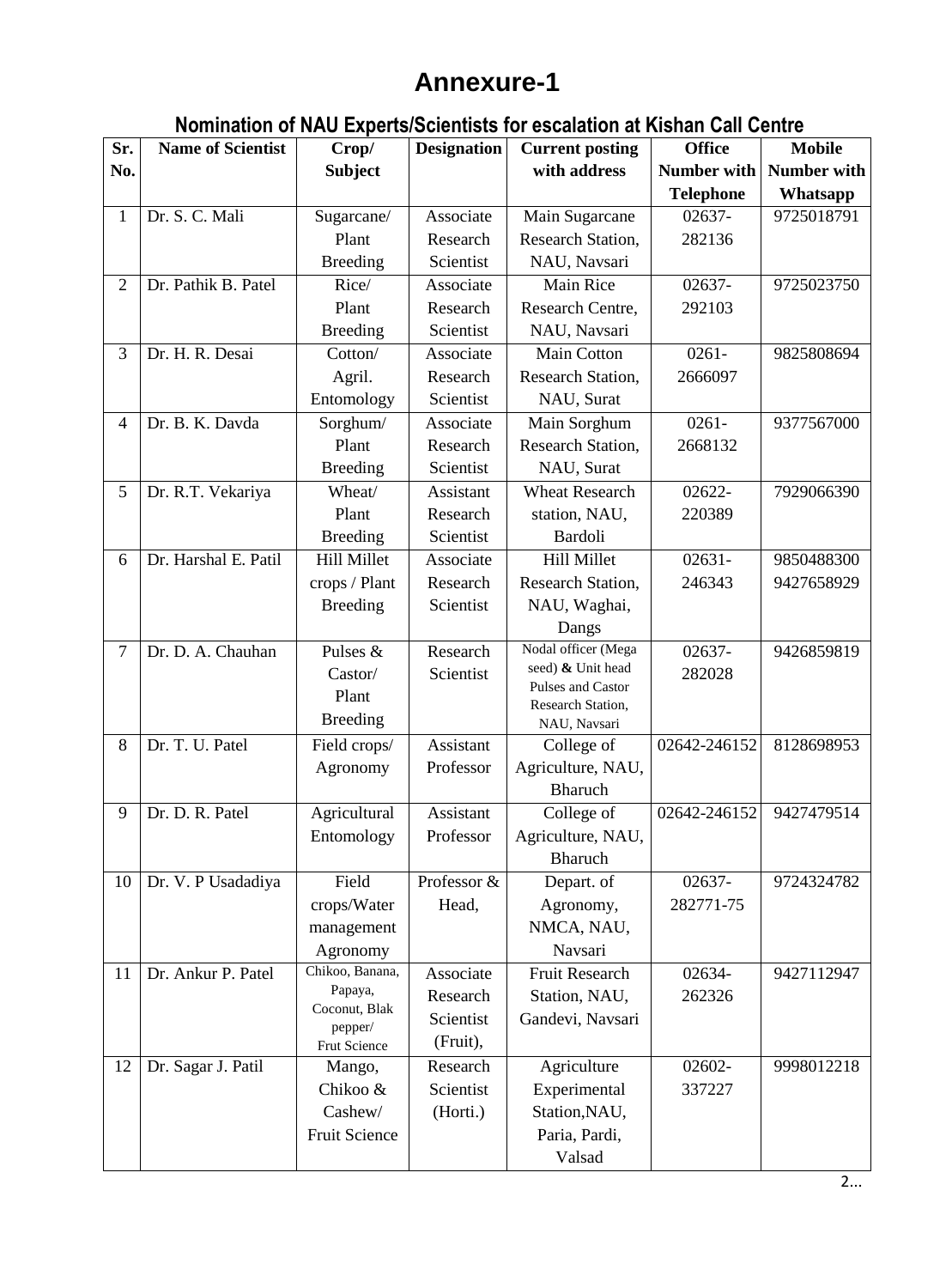# Annexure-1

## Nomination of NAU Experts/Scientists for escalation at Kishan Call Centre

| Sr. No. | Name of Scientist | Crop/ Subject | Designation | Current posting with address | Office Number with Telephone | Mobile Number with Whatsapp |
|---|---|---|---|---|---|---|
| 1 | Dr. S. C. Mali | Sugarcane/ Plant Breeding | Associate Research Scientist | Main Sugarcane Research Station, NAU, Navsari | 02637-282136 | 9725018791 |
| 2 | Dr. Pathik B. Patel | Rice/ Plant Breeding | Associate Research Scientist | Main Rice Research Centre, NAU, Navsari | 02637-292103 | 9725023750 |
| 3 | Dr. H. R. Desai | Cotton/ Agril. Entomology | Associate Research Scientist | Main Cotton Research Station, NAU, Surat | 0261-2666097 | 9825808694 |
| 4 | Dr. B. K. Davda | Sorghum/ Plant Breeding | Associate Research Scientist | Main Sorghum Research Station, NAU, Surat | 0261-2668132 | 9377567000 |
| 5 | Dr. R.T. Vekariya | Wheat/ Plant Breeding | Assistant Research Scientist | Wheat Research station, NAU, Bardoli | 02622-220389 | 7929066390 |
| 6 | Dr. Harshal E. Patil | Hill Millet crops / Plant Breeding | Associate Research Scientist | Hill Millet Research Station, NAU, Waghai, Dangs | 02631-246343 | 9850488300 9427658929 |
| 7 | Dr. D. A. Chauhan | Pulses & Castor/ Plant Breeding | Research Scientist | Nodal officer (Mega seed) & Unit head Pulses and Castor Research Station, NAU, Navsari | 02637-282028 | 9426859819 |
| 8 | Dr. T. U. Patel | Field crops/ Agronomy | Assistant Professor | College of Agriculture, NAU, Bharuch | 02642-246152 | 8128698953 |
| 9 | Dr. D. R. Patel | Agricultural Entomology | Assistant Professor | College of Agriculture, NAU, Bharuch | 02642-246152 | 9427479514 |
| 10 | Dr. V. P Usadadiya | Field crops/Water management Agronomy | Professor & Head, | Depart. of Agronomy, NMCA, NAU, Navsari | 02637-282771-75 | 9724324782 |
| 11 | Dr. Ankur P. Patel | Chikoo, Banana, Papaya, Coconut, Blak pepper/ Frut Science | Associate Research Scientist (Fruit), | Fruit Research Station, NAU, Gandevi, Navsari | 02634-262326 | 9427112947 |
| 12 | Dr. Sagar J. Patil | Mango, Chikoo & Cashew/ Fruit Science | Research Scientist (Horti.) | Agriculture Experimental Station,NAU, Paria, Pardi, Valsad | 02602-337227 | 9998012218 |

2...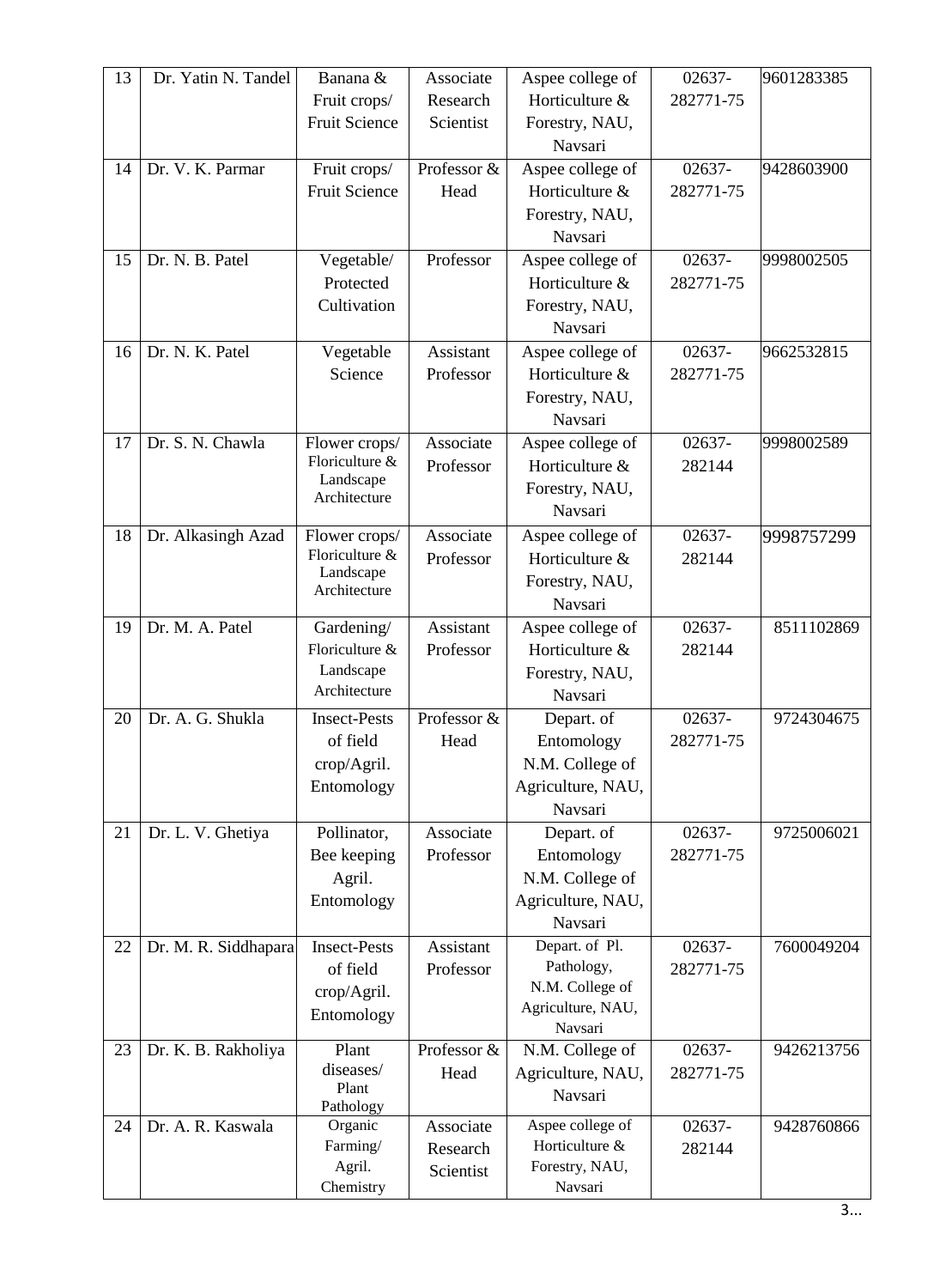| 13 | Dr. Yatin N. Tandel | Banana & Fruit crops/ Fruit Science | Associate Research Scientist | Aspee college of Horticulture & Forestry, NAU, Navsari | 02637-282771-75 | 9601283385 |
|---|---|---|---|---|---|---|
| 14 | Dr. V. K. Parmar | Fruit crops/ Fruit Science | Professor & Head | Aspee college of Horticulture & Forestry, NAU, Navsari | 02637-282771-75 | 9428603900 |
| 15 | Dr. N. B. Patel | Vegetable/ Protected Cultivation | Professor | Aspee college of Horticulture & Forestry, NAU, Navsari | 02637-282771-75 | 9998002505 |
| 16 | Dr. N. K. Patel | Vegetable Science | Assistant Professor | Aspee college of Horticulture & Forestry, NAU, Navsari | 02637-282771-75 | 9662532815 |
| 17 | Dr. S. N. Chawla | Flower crops/ Floriculture & Landscape Architecture | Associate Professor | Aspee college of Horticulture & Forestry, NAU, Navsari | 02637-282144 | 9998002589 |
| 18 | Dr. Alkasingh Azad | Flower crops/ Floriculture & Landscape Architecture | Associate Professor | Aspee college of Horticulture & Forestry, NAU, Navsari | 02637-282144 | 9998757299 |
| 19 | Dr. M. A. Patel | Gardening/ Floriculture & Landscape Architecture | Assistant Professor | Aspee college of Horticulture & Forestry, NAU, Navsari | 02637-282144 | 8511102869 |
| 20 | Dr. A. G. Shukla | Insect-Pests of field crop/Agril. Entomology | Professor & Head | Depart. of Entomology N.M. College of Agriculture, NAU, Navsari | 02637-282771-75 | 9724304675 |
| 21 | Dr. L. V. Ghetiya | Pollinator, Bee keeping Agril. Entomology | Associate Professor | Depart. of Entomology N.M. College of Agriculture, NAU, Navsari | 02637-282771-75 | 9725006021 |
| 22 | Dr. M. R. Siddhapara | Insect-Pests of field crop/Agril. Entomology | Assistant Professor | Depart. of Pl. Pathology, N.M. College of Agriculture, NAU, Navsari | 02637-282771-75 | 7600049204 |
| 23 | Dr. K. B. Rakholiya | Plant diseases/ Plant Pathology | Professor & Head | N.M. College of Agriculture, NAU, Navsari | 02637-282771-75 | 9426213756 |
| 24 | Dr. A. R. Kaswala | Organic Farming/ Agril. Chemistry | Associate Research Scientist | Aspee college of Horticulture & Forestry, NAU, Navsari | 02637-282144 | 9428760866 |

3...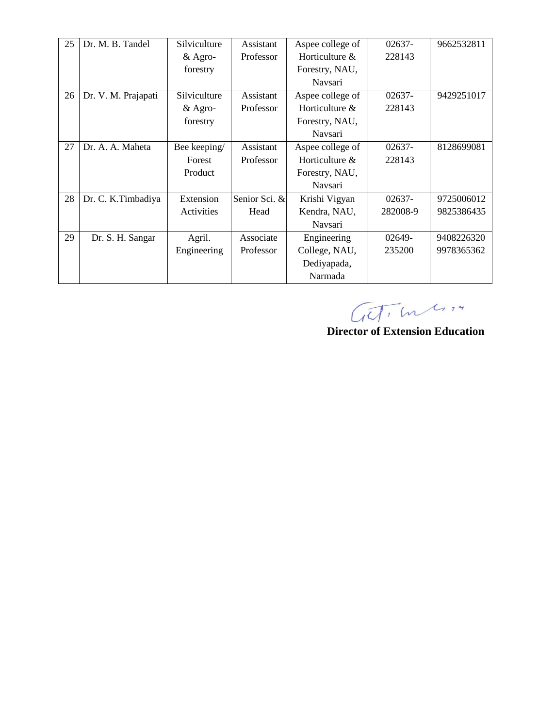| | | | | | | |
|---|---|---|---|---|---|---|
| 25 | Dr. M. B. Tandel | Silviculture & Agro-forestry | Assistant Professor | Aspee college of Horticulture & Forestry, NAU, Navsari | 02637-228143 | 9662532811 |
| 26 | Dr. V. M. Prajapati | Silviculture & Agro-forestry | Assistant Professor | Aspee college of Horticulture & Forestry, NAU, Navsari | 02637-228143 | 9429251017 |
| 27 | Dr. A. A. Maheta | Bee keeping/ Forest Product | Assistant Professor | Aspee college of Horticulture & Forestry, NAU, Navsari | 02637-228143 | 8128699081 |
| 28 | Dr. C. K.Timbadiya | Extension Activities | Senior Sci. & Head | Krishi Vigyan Kendra, NAU, Navsari | 02637-282008-9 | 9725006012 9825386435 |
| 29 | Dr. S. H. Sangar | Agril. Engineering | Associate Professor | Engineering College, NAU, Dediyapada, Narmada | 02649-235200 | 9408226320 9978365362 |

**Director of Extension Education**